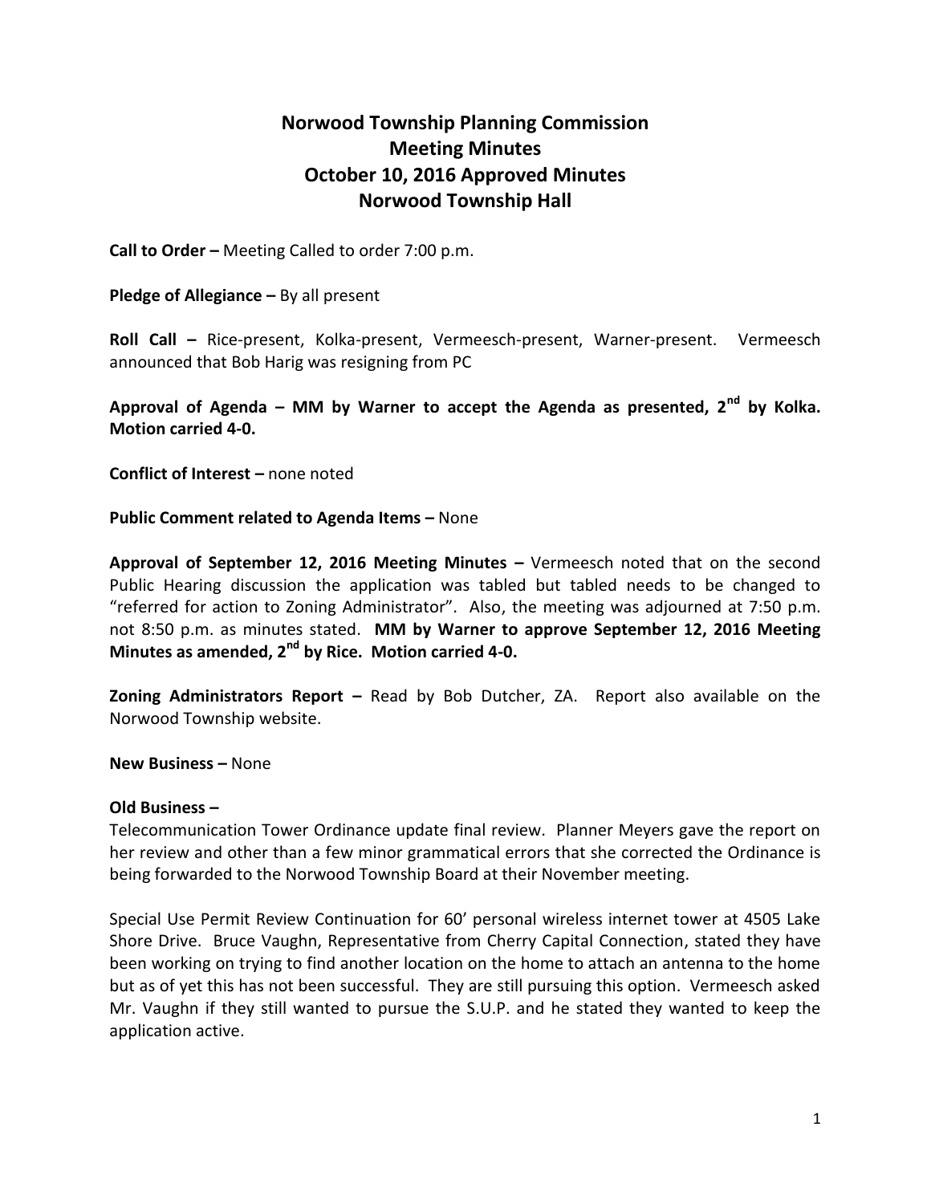# Norwood Township Planning Commission
# Meeting Minutes
# October 10, 2016 Approved Minutes
# Norwood Township Hall

**Call to Order –** Meeting Called to order 7:00 p.m.

**Pledge of Allegiance –** By all present

**Roll Call –** Rice-present, Kolka-present, Vermeesch-present, Warner-present. Vermeesch announced that Bob Harig was resigning from PC

**Approval of Agenda – MM by Warner to accept the Agenda as presented, 2nd by Kolka. Motion carried 4-0.**

**Conflict of Interest –** none noted

**Public Comment related to Agenda Items –** None

**Approval of September 12, 2016 Meeting Minutes –** Vermeesch noted that on the second Public Hearing discussion the application was tabled but tabled needs to be changed to "referred for action to Zoning Administrator". Also, the meeting was adjourned at 7:50 p.m. not 8:50 p.m. as minutes stated. **MM by Warner to approve September 12, 2016 Meeting Minutes as amended, 2nd by Rice. Motion carried 4-0.**

**Zoning Administrators Report –** Read by Bob Dutcher, ZA. Report also available on the Norwood Township website.

**New Business –** None

**Old Business –**

Telecommunication Tower Ordinance update final review. Planner Meyers gave the report on her review and other than a few minor grammatical errors that she corrected the Ordinance is being forwarded to the Norwood Township Board at their November meeting.

Special Use Permit Review Continuation for 60' personal wireless internet tower at 4505 Lake Shore Drive. Bruce Vaughn, Representative from Cherry Capital Connection, stated they have been working on trying to find another location on the home to attach an antenna to the home but as of yet this has not been successful. They are still pursuing this option. Vermeesch asked Mr. Vaughn if they still wanted to pursue the S.U.P. and he stated they wanted to keep the application active.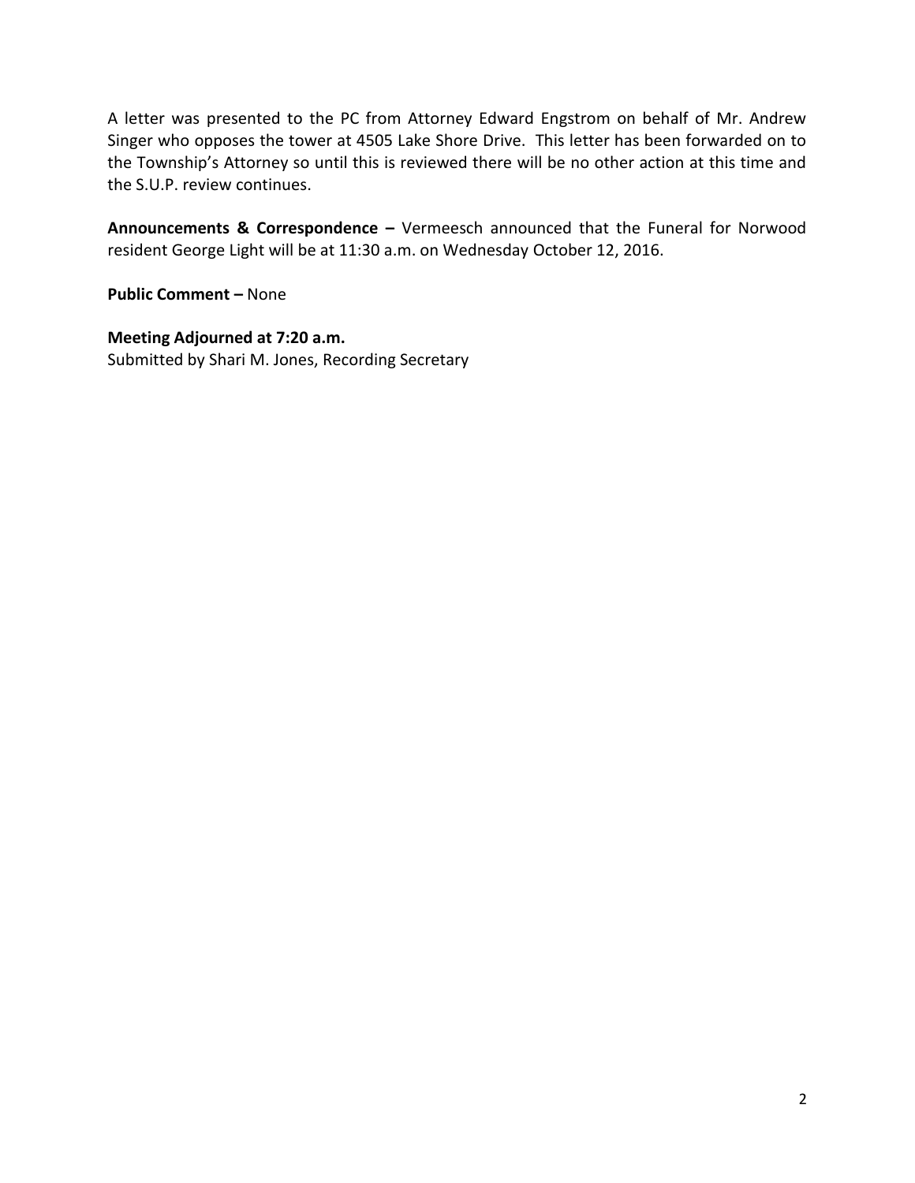A letter was presented to the PC from Attorney Edward Engstrom on behalf of Mr. Andrew Singer who opposes the tower at 4505 Lake Shore Drive. This letter has been forwarded on to the Township's Attorney so until this is reviewed there will be no other action at this time and the S.U.P. review continues.

**Announcements & Correspondence –** Vermeesch announced that the Funeral for Norwood resident George Light will be at 11:30 a.m. on Wednesday October 12, 2016.

**Public Comment –** None

**Meeting Adjourned at 7:20 a.m.**
Submitted by Shari M. Jones, Recording Secretary